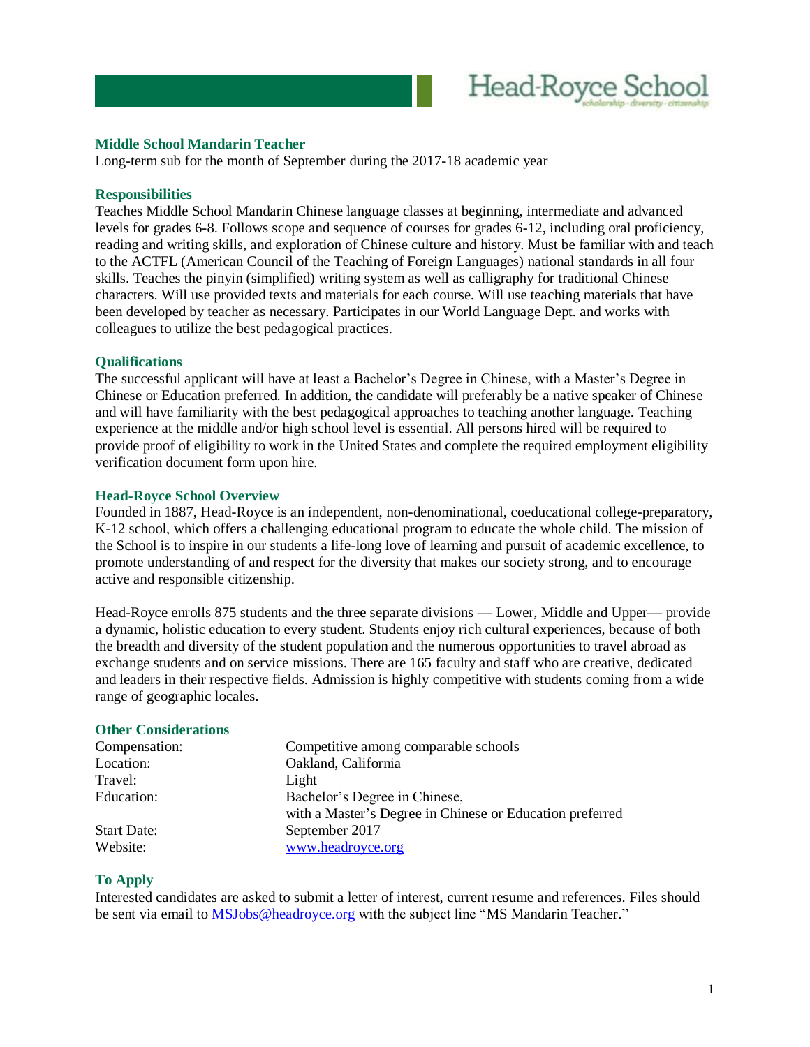Head-Royce School

*scholarship · diversity · citizenship*

## Middle School Mandarin Teacher

Long-term sub for the month of September during the 2017-18 academic year

### Responsibilities

Teaches Middle School Mandarin Chinese language classes at beginning, intermediate and advanced levels for grades 6-8. Follows scope and sequence of courses for grades 6-12, including oral proficiency, reading and writing skills, and exploration of Chinese culture and history. Must be familiar with and teach to the ACTFL (American Council of the Teaching of Foreign Languages) national standards in all four skills. Teaches the pinyin (simplified) writing system as well as calligraphy for traditional Chinese characters. Will use provided texts and materials for each course. Will use teaching materials that have been developed by teacher as necessary. Participates in our World Language Dept. and works with colleagues to utilize the best pedagogical practices.

### Qualifications

The successful applicant will have at least a Bachelor's Degree in Chinese, with a Master's Degree in Chinese or Education preferred. In addition, the candidate will preferably be a native speaker of Chinese and will have familiarity with the best pedagogical approaches to teaching another language. Teaching experience at the middle and/or high school level is essential. All persons hired will be required to provide proof of eligibility to work in the United States and complete the required employment eligibility verification document form upon hire.

### Head-Royce School Overview

Founded in 1887, Head-Royce is an independent, non-denominational, coeducational college-preparatory, K-12 school, which offers a challenging educational program to educate the whole child. The mission of the School is to inspire in our students a life-long love of learning and pursuit of academic excellence, to promote understanding of and respect for the diversity that makes our society strong, and to encourage active and responsible citizenship.

Head-Royce enrolls 875 students and the three separate divisions — Lower, Middle and Upper— provide a dynamic, holistic education to every student. Students enjoy rich cultural experiences, because of both the breadth and diversity of the student population and the numerous opportunities to travel abroad as exchange students and on service missions. There are 165 faculty and staff who are creative, dedicated and leaders in their respective fields. Admission is highly competitive with students coming from a wide range of geographic locales.

### Other Considerations

| | |
|---|---|
| Compensation: | Competitive among comparable schools |
| Location: | Oakland, California |
| Travel: | Light |
| Education: | Bachelor's Degree in Chinese, with a Master's Degree in Chinese or Education preferred |
| Start Date: | September 2017 |
| Website: | www.headroyce.org |

### To Apply

Interested candidates are asked to submit a letter of interest, current resume and references. Files should be sent via email to MSJobs@headroyce.org with the subject line "MS Mandarin Teacher."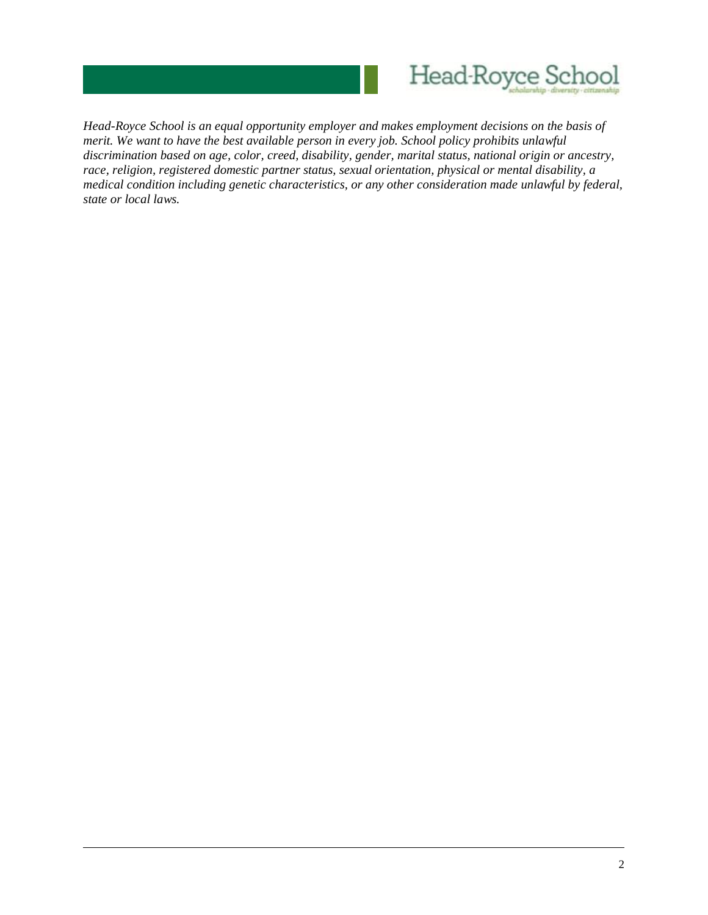*Head-Royce School is an equal opportunity employer and makes employment decisions on the basis of merit. We want to have the best available person in every job. School policy prohibits unlawful discrimination based on age, color, creed, disability, gender, marital status, national origin or ancestry, race, religion, registered domestic partner status, sexual orientation, physical or mental disability, a medical condition including genetic characteristics, or any other consideration made unlawful by federal, state or local laws.*